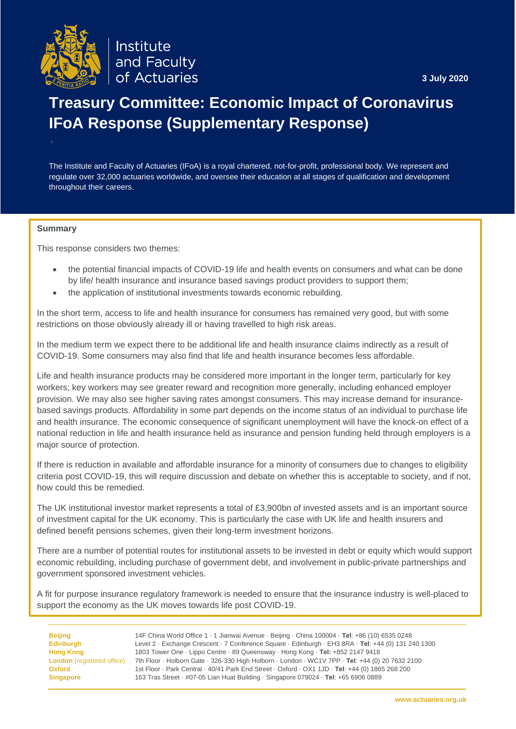Institute and Faculty of Actuaries

3 July 2020

# Treasury Committee: Economic Impact of Coronavirus IFoA Response (Supplementary Response)

The Institute and Faculty of Actuaries (IFoA) is a royal chartered, not-for-profit, professional body. We represent and regulate over 32,000 actuaries worldwide, and oversee their education at all stages of qualification and development throughout their careers.

**Summary**

This response considers two themes:

- the potential financial impacts of COVID-19 life and health events on consumers and what can be done by life/ health insurance and insurance based savings product providers to support them;
- the application of institutional investments towards economic rebuilding.

In the short term, access to life and health insurance for consumers has remained very good, but with some restrictions on those obviously already ill or having travelled to high risk areas.

In the medium term we expect there to be additional life and health insurance claims indirectly as a result of COVID-19. Some consumers may also find that life and health insurance becomes less affordable.

Life and health insurance products may be considered more important in the longer term, particularly for key workers; key workers may see greater reward and recognition more generally, including enhanced employer provision. We may also see higher saving rates amongst consumers. This may increase demand for insurance-based savings products. Affordability in some part depends on the income status of an individual to purchase life and health insurance. The economic consequence of significant unemployment will have the knock-on effect of a national reduction in life and health insurance held as insurance and pension funding held through employers is a major source of protection.

If there is reduction in available and affordable insurance for a minority of consumers due to changes to eligibility criteria post COVID-19, this will require discussion and debate on whether this is acceptable to society, and if not, how could this be remedied.

The UK institutional investor market represents a total of £3,900bn of invested assets and is an important source of investment capital for the UK economy. This is particularly the case with UK life and health insurers and defined benefit pensions schemes, given their long-term investment horizons.

There are a number of potential routes for institutional assets to be invested in debt or equity which would support economic rebuilding, including purchase of government debt, and involvement in public-private partnerships and government sponsored investment vehicles.

A fit for purpose insurance regulatory framework is needed to ensure that the insurance industry is well-placed to support the economy as the UK moves towards life post COVID-19.

| | |
|---|---|
| **Beijing** | 14F China World Office 1 · 1 Jianwai Avenue · Beijing · China 100004 · **Tel**: +86 (10) 6535 0248 |
| **Edinburgh** | Level 2 · Exchange Crescent · 7 Conference Square · Edinburgh · EH3 8RA · **Tel**: +44 (0) 131 240 1300 |
| **Hong Kong** | 1803 Tower One · Lippo Centre · 89 Queensway · Hong Kong · **Tel:** +852 2147 9418 |
| **London** (registered office) | 7th Floor · Holborn Gate · 326-330 High Holborn · London · WC1V 7PP · **Tel**: +44 (0) 20 7632 2100 |
| **Oxford** | 1st Floor · Park Central · 40/41 Park End Street · Oxford · OX1 1JD · **Tel**: +44 (0) 1865 268 200 |
| **Singapore** | 163 Tras Street · #07-05 Lian Huat Building · Singapore 079024 · **Tel**: +65 6906 0889 |

www.actuaries.org.uk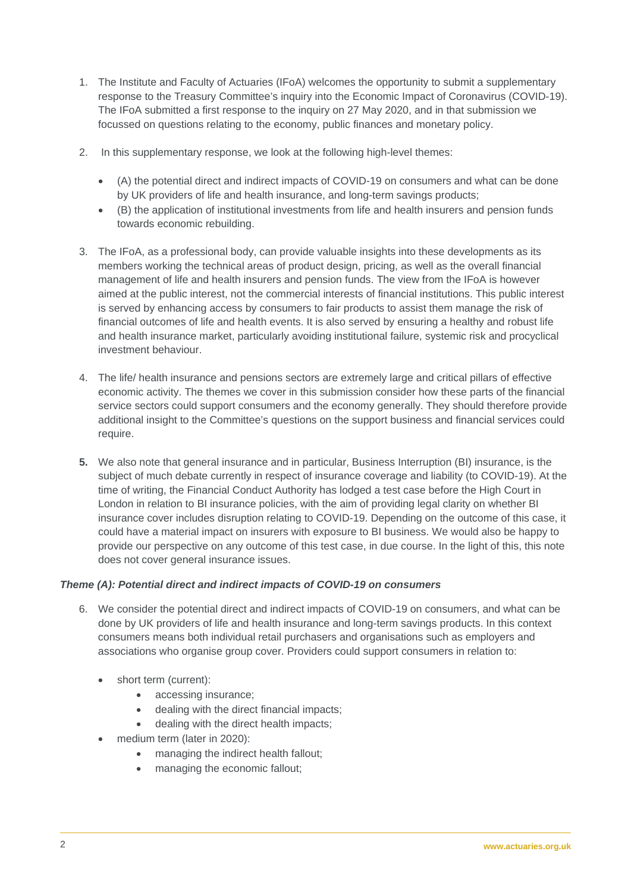1. The Institute and Faculty of Actuaries (IFoA) welcomes the opportunity to submit a supplementary response to the Treasury Committee's inquiry into the Economic Impact of Coronavirus (COVID-19). The IFoA submitted a first response to the inquiry on 27 May 2020, and in that submission we focussed on questions relating to the economy, public finances and monetary policy.

2. In this supplementary response, we look at the following high-level themes:
   - (A) the potential direct and indirect impacts of COVID-19 on consumers and what can be done by UK providers of life and health insurance, and long-term savings products;
   - (B) the application of institutional investments from life and health insurers and pension funds towards economic rebuilding.

3. The IFoA, as a professional body, can provide valuable insights into these developments as its members working the technical areas of product design, pricing, as well as the overall financial management of life and health insurers and pension funds. The view from the IFoA is however aimed at the public interest, not the commercial interests of financial institutions. This public interest is served by enhancing access by consumers to fair products to assist them manage the risk of financial outcomes of life and health events. It is also served by ensuring a healthy and robust life and health insurance market, particularly avoiding institutional failure, systemic risk and procyclical investment behaviour.

4. The life/ health insurance and pensions sectors are extremely large and critical pillars of effective economic activity. The themes we cover in this submission consider how these parts of the financial service sectors could support consumers and the economy generally. They should therefore provide additional insight to the Committee's questions on the support business and financial services could require.

5. We also note that general insurance and in particular, Business Interruption (BI) insurance, is the subject of much debate currently in respect of insurance coverage and liability (to COVID-19). At the time of writing, the Financial Conduct Authority has lodged a test case before the High Court in London in relation to BI insurance policies, with the aim of providing legal clarity on whether BI insurance cover includes disruption relating to COVID-19. Depending on the outcome of this case, it could have a material impact on insurers with exposure to BI business. We would also be happy to provide our perspective on any outcome of this test case, in due course. In the light of this, this note does not cover general insurance issues.

***Theme (A): Potential direct and indirect impacts of COVID-19 on consumers***

6. We consider the potential direct and indirect impacts of COVID-19 on consumers, and what can be done by UK providers of life and health insurance and long-term savings products. In this context consumers means both individual retail purchasers and organisations such as employers and associations who organise group cover. Providers could support consumers in relation to:
   - short term (current):
     - accessing insurance;
     - dealing with the direct financial impacts;
     - dealing with the direct health impacts;
   - medium term (later in 2020):
     - managing the indirect health fallout;
     - managing the economic fallout;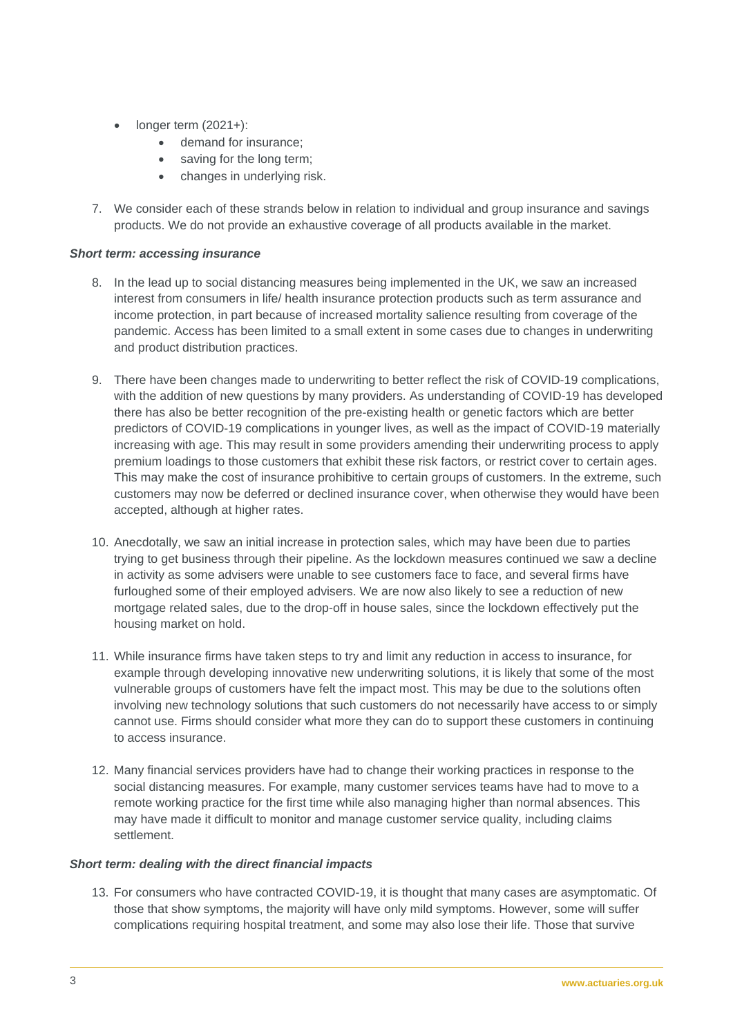- longer term (2021+):
    - demand for insurance;
    - saving for the long term;
    - changes in underlying risk.

7. We consider each of these strands below in relation to individual and group insurance and savings products. We do not provide an exhaustive coverage of all products available in the market.

***Short term: accessing insurance***

8. In the lead up to social distancing measures being implemented in the UK, we saw an increased interest from consumers in life/ health insurance protection products such as term assurance and income protection, in part because of increased mortality salience resulting from coverage of the pandemic. Access has been limited to a small extent in some cases due to changes in underwriting and product distribution practices.

9. There have been changes made to underwriting to better reflect the risk of COVID-19 complications, with the addition of new questions by many providers. As understanding of COVID-19 has developed there has also be better recognition of the pre-existing health or genetic factors which are better predictors of COVID-19 complications in younger lives, as well as the impact of COVID-19 materially increasing with age. This may result in some providers amending their underwriting process to apply premium loadings to those customers that exhibit these risk factors, or restrict cover to certain ages. This may make the cost of insurance prohibitive to certain groups of customers. In the extreme, such customers may now be deferred or declined insurance cover, when otherwise they would have been accepted, although at higher rates.

10. Anecdotally, we saw an initial increase in protection sales, which may have been due to parties trying to get business through their pipeline. As the lockdown measures continued we saw a decline in activity as some advisers were unable to see customers face to face, and several firms have furloughed some of their employed advisers. We are now also likely to see a reduction of new mortgage related sales, due to the drop-off in house sales, since the lockdown effectively put the housing market on hold.

11. While insurance firms have taken steps to try and limit any reduction in access to insurance, for example through developing innovative new underwriting solutions, it is likely that some of the most vulnerable groups of customers have felt the impact most. This may be due to the solutions often involving new technology solutions that such customers do not necessarily have access to or simply cannot use. Firms should consider what more they can do to support these customers in continuing to access insurance.

12. Many financial services providers have had to change their working practices in response to the social distancing measures. For example, many customer services teams have had to move to a remote working practice for the first time while also managing higher than normal absences. This may have made it difficult to monitor and manage customer service quality, including claims settlement.

***Short term: dealing with the direct financial impacts***

13. For consumers who have contracted COVID-19, it is thought that many cases are asymptomatic. Of those that show symptoms, the majority will have only mild symptoms. However, some will suffer complications requiring hospital treatment, and some may also lose their life. Those that survive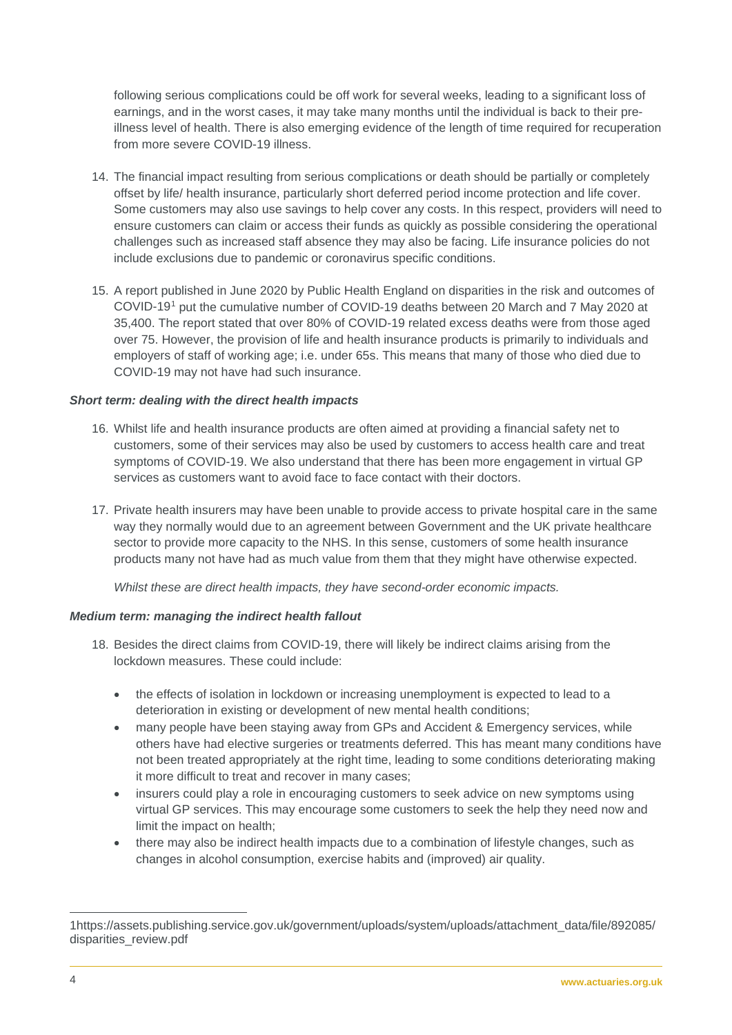following serious complications could be off work for several weeks, leading to a significant loss of earnings, and in the worst cases, it may take many months until the individual is back to their pre-illness level of health. There is also emerging evidence of the length of time required for recuperation from more severe COVID-19 illness.

14. The financial impact resulting from serious complications or death should be partially or completely offset by life/ health insurance, particularly short deferred period income protection and life cover. Some customers may also use savings to help cover any costs. In this respect, providers will need to ensure customers can claim or access their funds as quickly as possible considering the operational challenges such as increased staff absence they may also be facing. Life insurance policies do not include exclusions due to pandemic or coronavirus specific conditions.

15. A report published in June 2020 by Public Health England on disparities in the risk and outcomes of COVID-19[1] put the cumulative number of COVID-19 deaths between 20 March and 7 May 2020 at 35,400. The report stated that over 80% of COVID-19 related excess deaths were from those aged over 75. However, the provision of life and health insurance products is primarily to individuals and employers of staff of working age; i.e. under 65s. This means that many of those who died due to COVID-19 may not have had such insurance.

### *Short term: dealing with the direct health impacts*

16. Whilst life and health insurance products are often aimed at providing a financial safety net to customers, some of their services may also be used by customers to access health care and treat symptoms of COVID-19. We also understand that there has been more engagement in virtual GP services as customers want to avoid face to face contact with their doctors.

17. Private health insurers may have been unable to provide access to private hospital care in the same way they normally would due to an agreement between Government and the UK private healthcare sector to provide more capacity to the NHS. In this sense, customers of some health insurance products many not have had as much value from them that they might have otherwise expected.

    *Whilst these are direct health impacts, they have second-order economic impacts.*

### *Medium term: managing the indirect health fallout*

18. Besides the direct claims from COVID-19, there will likely be indirect claims arising from the lockdown measures. These could include:

    - the effects of isolation in lockdown or increasing unemployment is expected to lead to a deterioration in existing or development of new mental health conditions;
    - many people have been staying away from GPs and Accident & Emergency services, while others have had elective surgeries or treatments deferred. This has meant many conditions have not been treated appropriately at the right time, leading to some conditions deteriorating making it more difficult to treat and recover in many cases;
    - insurers could play a role in encouraging customers to seek advice on new symptoms using virtual GP services. This may encourage some customers to seek the help they need now and limit the impact on health;
    - there may also be indirect health impacts due to a combination of lifestyle changes, such as changes in alcohol consumption, exercise habits and (improved) air quality.

---

1https://assets.publishing.service.gov.uk/government/uploads/system/uploads/attachment_data/file/892085/disparities_review.pdf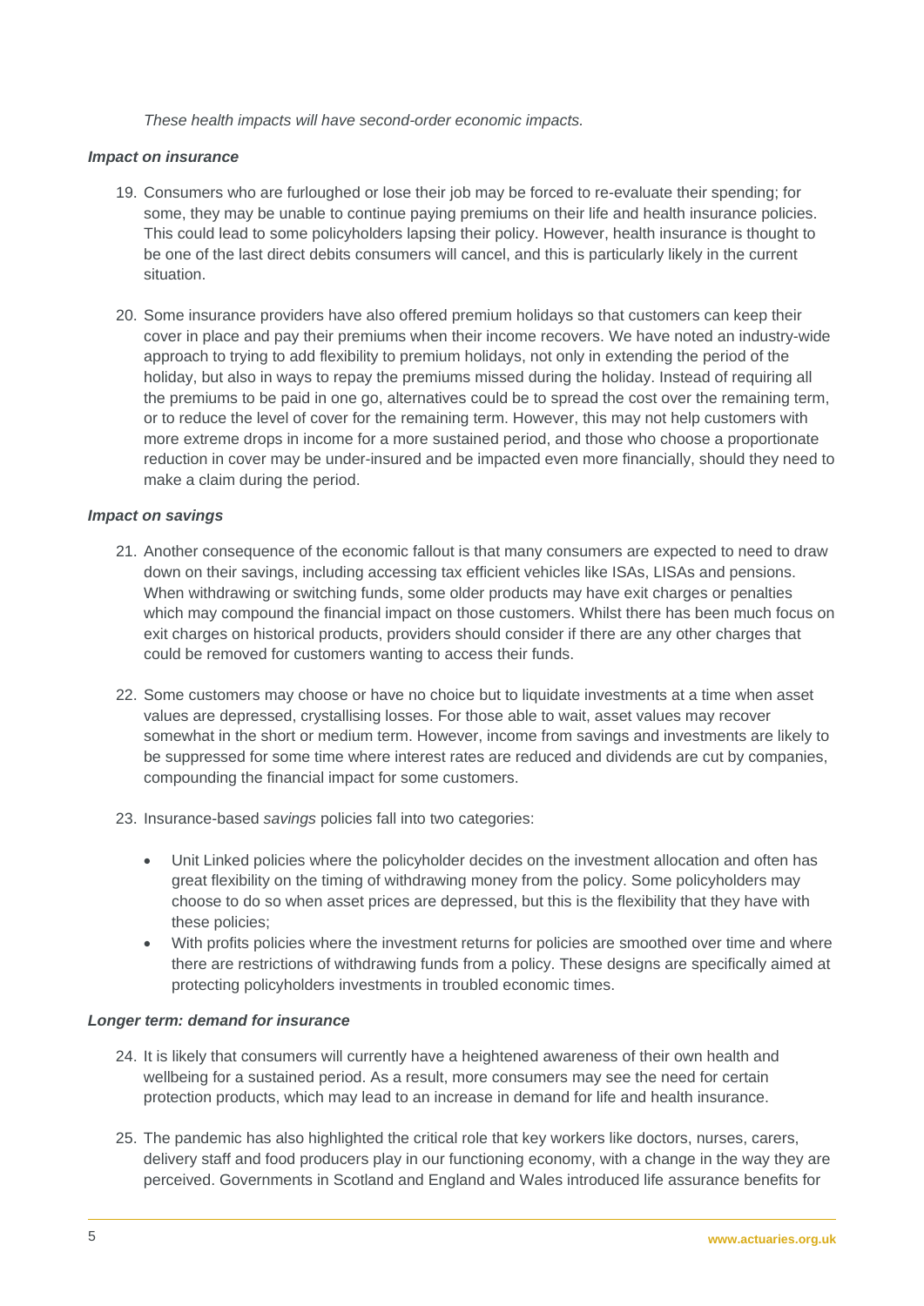*These health impacts will have second-order economic impacts.*

### *Impact on insurance*

19. Consumers who are furloughed or lose their job may be forced to re-evaluate their spending; for some, they may be unable to continue paying premiums on their life and health insurance policies. This could lead to some policyholders lapsing their policy. However, health insurance is thought to be one of the last direct debits consumers will cancel, and this is particularly likely in the current situation.

20. Some insurance providers have also offered premium holidays so that customers can keep their cover in place and pay their premiums when their income recovers. We have noted an industry-wide approach to trying to add flexibility to premium holidays, not only in extending the period of the holiday, but also in ways to repay the premiums missed during the holiday. Instead of requiring all the premiums to be paid in one go, alternatives could be to spread the cost over the remaining term, or to reduce the level of cover for the remaining term. However, this may not help customers with more extreme drops in income for a more sustained period, and those who choose a proportionate reduction in cover may be under-insured and be impacted even more financially, should they need to make a claim during the period.

### *Impact on savings*

21. Another consequence of the economic fallout is that many consumers are expected to need to draw down on their savings, including accessing tax efficient vehicles like ISAs, LISAs and pensions. When withdrawing or switching funds, some older products may have exit charges or penalties which may compound the financial impact on those customers. Whilst there has been much focus on exit charges on historical products, providers should consider if there are any other charges that could be removed for customers wanting to access their funds.

22. Some customers may choose or have no choice but to liquidate investments at a time when asset values are depressed, crystallising losses. For those able to wait, asset values may recover somewhat in the short or medium term. However, income from savings and investments are likely to be suppressed for some time where interest rates are reduced and dividends are cut by companies, compounding the financial impact for some customers.

23. Insurance-based *savings* policies fall into two categories:

    - Unit Linked policies where the policyholder decides on the investment allocation and often has great flexibility on the timing of withdrawing money from the policy. Some policyholders may choose to do so when asset prices are depressed, but this is the flexibility that they have with these policies;
    - With profits policies where the investment returns for policies are smoothed over time and where there are restrictions of withdrawing funds from a policy. These designs are specifically aimed at protecting policyholders investments in troubled economic times.

### *Longer term: demand for insurance*

24. It is likely that consumers will currently have a heightened awareness of their own health and wellbeing for a sustained period. As a result, more consumers may see the need for certain protection products, which may lead to an increase in demand for life and health insurance.

25. The pandemic has also highlighted the critical role that key workers like doctors, nurses, carers, delivery staff and food producers play in our functioning economy, with a change in the way they are perceived. Governments in Scotland and England and Wales introduced life assurance benefits for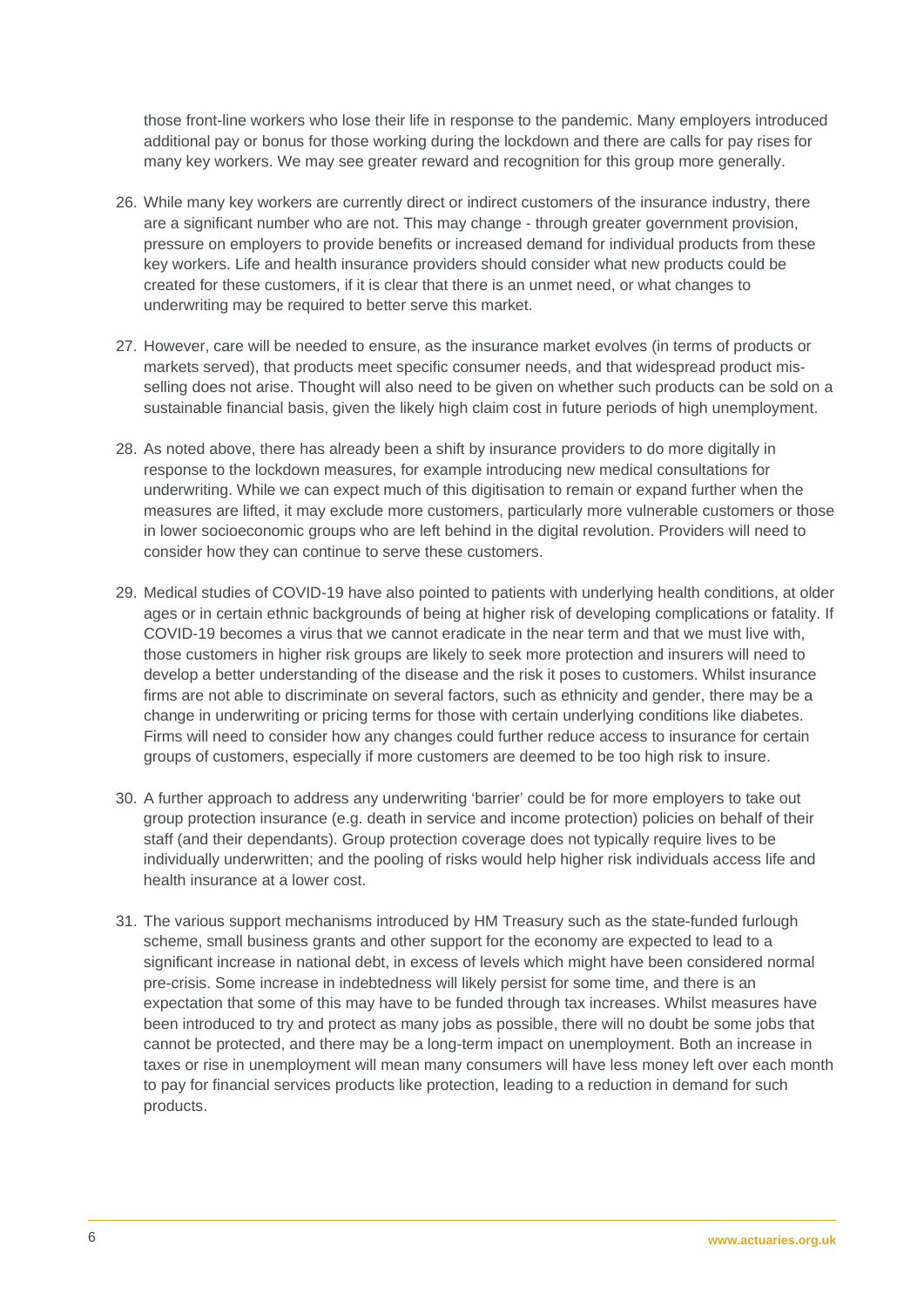those front-line workers who lose their life in response to the pandemic. Many employers introduced additional pay or bonus for those working during the lockdown and there are calls for pay rises for many key workers. We may see greater reward and recognition for this group more generally.

26. While many key workers are currently direct or indirect customers of the insurance industry, there are a significant number who are not. This may change - through greater government provision, pressure on employers to provide benefits or increased demand for individual products from these key workers. Life and health insurance providers should consider what new products could be created for these customers, if it is clear that there is an unmet need, or what changes to underwriting may be required to better serve this market.

27. However, care will be needed to ensure, as the insurance market evolves (in terms of products or markets served), that products meet specific consumer needs, and that widespread product mis-selling does not arise. Thought will also need to be given on whether such products can be sold on a sustainable financial basis, given the likely high claim cost in future periods of high unemployment.

28. As noted above, there has already been a shift by insurance providers to do more digitally in response to the lockdown measures, for example introducing new medical consultations for underwriting. While we can expect much of this digitisation to remain or expand further when the measures are lifted, it may exclude more customers, particularly more vulnerable customers or those in lower socioeconomic groups who are left behind in the digital revolution. Providers will need to consider how they can continue to serve these customers.

29. Medical studies of COVID-19 have also pointed to patients with underlying health conditions, at older ages or in certain ethnic backgrounds of being at higher risk of developing complications or fatality. If COVID-19 becomes a virus that we cannot eradicate in the near term and that we must live with, those customers in higher risk groups are likely to seek more protection and insurers will need to develop a better understanding of the disease and the risk it poses to customers. Whilst insurance firms are not able to discriminate on several factors, such as ethnicity and gender, there may be a change in underwriting or pricing terms for those with certain underlying conditions like diabetes. Firms will need to consider how any changes could further reduce access to insurance for certain groups of customers, especially if more customers are deemed to be too high risk to insure.

30. A further approach to address any underwriting 'barrier' could be for more employers to take out group protection insurance (e.g. death in service and income protection) policies on behalf of their staff (and their dependants). Group protection coverage does not typically require lives to be individually underwritten; and the pooling of risks would help higher risk individuals access life and health insurance at a lower cost.

31. The various support mechanisms introduced by HM Treasury such as the state-funded furlough scheme, small business grants and other support for the economy are expected to lead to a significant increase in national debt, in excess of levels which might have been considered normal pre-crisis. Some increase in indebtedness will likely persist for some time, and there is an expectation that some of this may have to be funded through tax increases. Whilst measures have been introduced to try and protect as many jobs as possible, there will no doubt be some jobs that cannot be protected, and there may be a long-term impact on unemployment. Both an increase in taxes or rise in unemployment will mean many consumers will have less money left over each month to pay for financial services products like protection, leading to a reduction in demand for such products.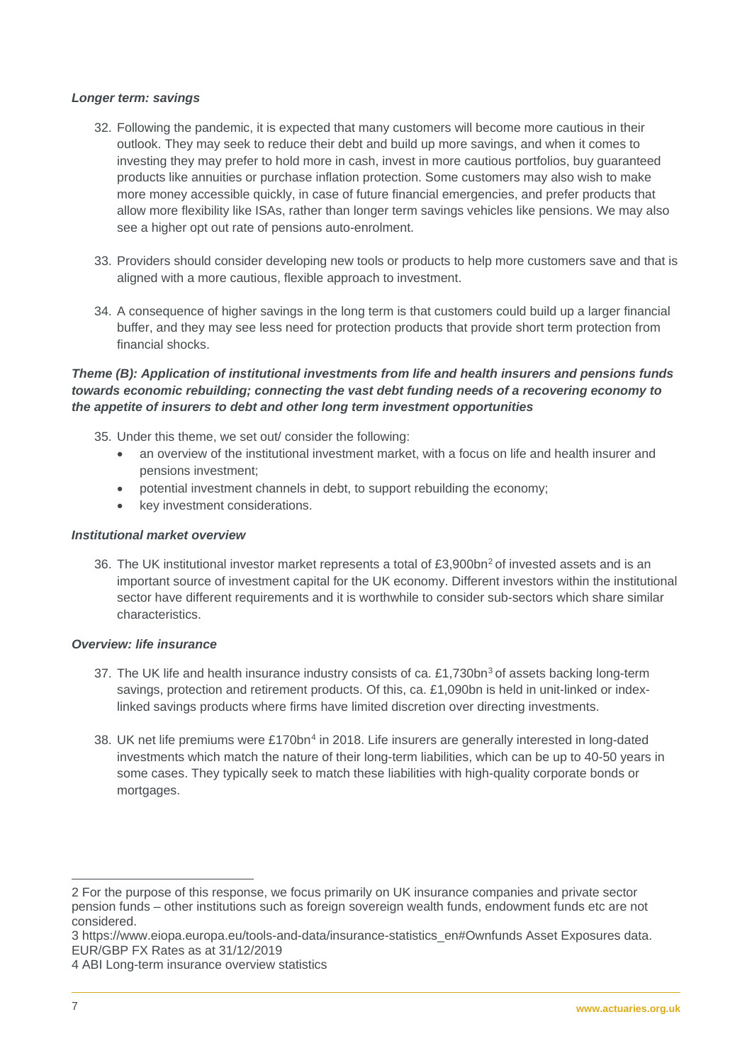***Longer term: savings***

32. Following the pandemic, it is expected that many customers will become more cautious in their outlook. They may seek to reduce their debt and build up more savings, and when it comes to investing they may prefer to hold more in cash, invest in more cautious portfolios, buy guaranteed products like annuities or purchase inflation protection. Some customers may also wish to make more money accessible quickly, in case of future financial emergencies, and prefer products that allow more flexibility like ISAs, rather than longer term savings vehicles like pensions. We may also see a higher opt out rate of pensions auto-enrolment.

33. Providers should consider developing new tools or products to help more customers save and that is aligned with a more cautious, flexible approach to investment.

34. A consequence of higher savings in the long term is that customers could build up a larger financial buffer, and they may see less need for protection products that provide short term protection from financial shocks.

***Theme (B): Application of institutional investments from life and health insurers and pensions funds towards economic rebuilding; connecting the vast debt funding needs of a recovering economy to the appetite of insurers to debt and other long term investment opportunities***

35. Under this theme, we set out/ consider the following:
    - an overview of the institutional investment market, with a focus on life and health insurer and pensions investment;
    - potential investment channels in debt, to support rebuilding the economy;
    - key investment considerations.

***Institutional market overview***

36. The UK institutional investor market represents a total of £3,900bn[2] of invested assets and is an important source of investment capital for the UK economy. Different investors within the institutional sector have different requirements and it is worthwhile to consider sub-sectors which share similar characteristics.

***Overview: life insurance***

37. The UK life and health insurance industry consists of ca. £1,730bn[3] of assets backing long-term savings, protection and retirement products. Of this, ca. £1,090bn is held in unit-linked or index-linked savings products where firms have limited discretion over directing investments.

38. UK net life premiums were £170bn[4] in 2018. Life insurers are generally interested in long-dated investments which match the nature of their long-term liabilities, which can be up to 40-50 years in some cases. They typically seek to match these liabilities with high-quality corporate bonds or mortgages.

---

2 For the purpose of this response, we focus primarily on UK insurance companies and private sector pension funds – other institutions such as foreign sovereign wealth funds, endowment funds etc are not considered.

3 https://www.eiopa.europa.eu/tools-and-data/insurance-statistics_en#Ownfunds Asset Exposures data. EUR/GBP FX Rates as at 31/12/2019

4 ABI Long-term insurance overview statistics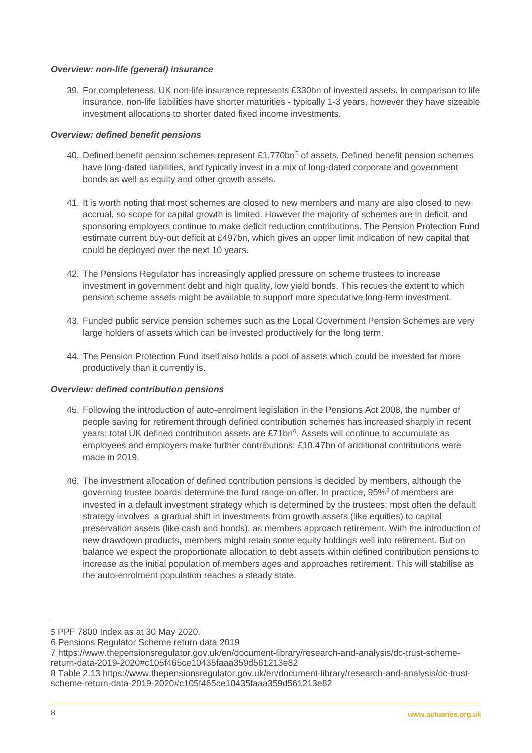### *Overview: non-life (general) insurance*

39. For completeness, UK non-life insurance represents £330bn of invested assets. In comparison to life insurance, non-life liabilities have shorter maturities - typically 1-3 years, however they have sizeable investment allocations to shorter dated fixed income investments.

### *Overview: defined benefit pensions*

40. Defined benefit pension schemes represent £1,770bn[5] of assets. Defined benefit pension schemes have long-dated liabilities, and typically invest in a mix of long-dated corporate and government bonds as well as equity and other growth assets.

41. It is worth noting that most schemes are closed to new members and many are also closed to new accrual, so scope for capital growth is limited. However the majority of schemes are in deficit, and sponsoring employers continue to make deficit reduction contributions. The Pension Protection Fund estimate current buy-out deficit at £497bn, which gives an upper limit indication of new capital that could be deployed over the next 10 years.

42. The Pensions Regulator has increasingly applied pressure on scheme trustees to increase investment in government debt and high quality, low yield bonds. This recues the extent to which pension scheme assets might be available to support more speculative long-term investment.

43. Funded public service pension schemes such as the Local Government Pension Schemes are very large holders of assets which can be invested productively for the long term.

44. The Pension Protection Fund itself also holds a pool of assets which could be invested far more productively than it currently is.

### *Overview: defined contribution pensions*

45. Following the introduction of auto-enrolment legislation in the Pensions Act 2008, the number of people saving for retirement through defined contribution schemes has increased sharply in recent years: total UK defined contribution assets are £71bn[6]. Assets will continue to accumulate as employees and employers make further contributions: £10.47bn of additional contributions were made in 2019.

46. The investment allocation of defined contribution pensions is decided by members, although the governing trustee boards determine the fund range on offer. In practice, 95%[8] of members are invested in a default investment strategy which is determined by the trustees: most often the default strategy involves a gradual shift in investments from growth assets (like equities) to capital preservation assets (like cash and bonds), as members approach retirement. With the introduction of new drawdown products, members might retain some equity holdings well into retirement. But on balance we expect the proportionate allocation to debt assets within defined contribution pensions to increase as the initial population of members ages and approaches retirement. This will stabilise as the auto-enrolment population reaches a steady state.

---

5 PPF 7800 Index as at 30 May 2020.

6 Pensions Regulator Scheme return data 2019

7 https://www.thepensionsregulator.gov.uk/en/document-library/research-and-analysis/dc-trust-scheme-return-data-2019-2020#c105f465ce10435faaa359d561213e82

8 Table 2.13 https://www.thepensionsregulator.gov.uk/en/document-library/research-and-analysis/dc-trust-scheme-return-data-2019-2020#c105f465ce10435faaa359d561213e82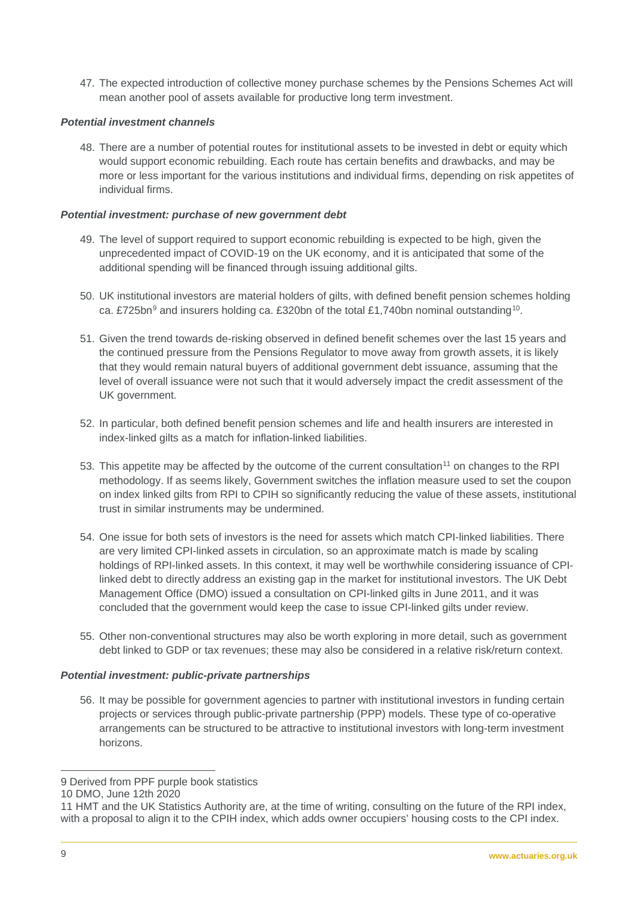47. The expected introduction of collective money purchase schemes by the Pensions Schemes Act will mean another pool of assets available for productive long term investment.

***Potential investment channels***

48. There are a number of potential routes for institutional assets to be invested in debt or equity which would support economic rebuilding. Each route has certain benefits and drawbacks, and may be more or less important for the various institutions and individual firms, depending on risk appetites of individual firms.

***Potential investment: purchase of new government debt***

49. The level of support required to support economic rebuilding is expected to be high, given the unprecedented impact of COVID-19 on the UK economy, and it is anticipated that some of the additional spending will be financed through issuing additional gilts.

50. UK institutional investors are material holders of gilts, with defined benefit pension schemes holding ca. £725bn[9] and insurers holding ca. £320bn of the total £1,740bn nominal outstanding[10].

51. Given the trend towards de-risking observed in defined benefit schemes over the last 15 years and the continued pressure from the Pensions Regulator to move away from growth assets, it is likely that they would remain natural buyers of additional government debt issuance, assuming that the level of overall issuance were not such that it would adversely impact the credit assessment of the UK government.

52. In particular, both defined benefit pension schemes and life and health insurers are interested in index-linked gilts as a match for inflation-linked liabilities.

53. This appetite may be affected by the outcome of the current consultation[11] on changes to the RPI methodology. If as seems likely, Government switches the inflation measure used to set the coupon on index linked gilts from RPI to CPIH so significantly reducing the value of these assets, institutional trust in similar instruments may be undermined.

54. One issue for both sets of investors is the need for assets which match CPI-linked liabilities. There are very limited CPI-linked assets in circulation, so an approximate match is made by scaling holdings of RPI-linked assets. In this context, it may well be worthwhile considering issuance of CPI-linked debt to directly address an existing gap in the market for institutional investors. The UK Debt Management Office (DMO) issued a consultation on CPI-linked gilts in June 2011, and it was concluded that the government would keep the case to issue CPI-linked gilts under review.

55. Other non-conventional structures may also be worth exploring in more detail, such as government debt linked to GDP or tax revenues; these may also be considered in a relative risk/return context.

***Potential investment: public-private partnerships***

56. It may be possible for government agencies to partner with institutional investors in funding certain projects or services through public-private partnership (PPP) models. These type of co-operative arrangements can be structured to be attractive to institutional investors with long-term investment horizons.

---

9 Derived from PPF purple book statistics

10 DMO, June 12th 2020

11 HMT and the UK Statistics Authority are, at the time of writing, consulting on the future of the RPI index, with a proposal to align it to the CPIH index, which adds owner occupiers' housing costs to the CPI index.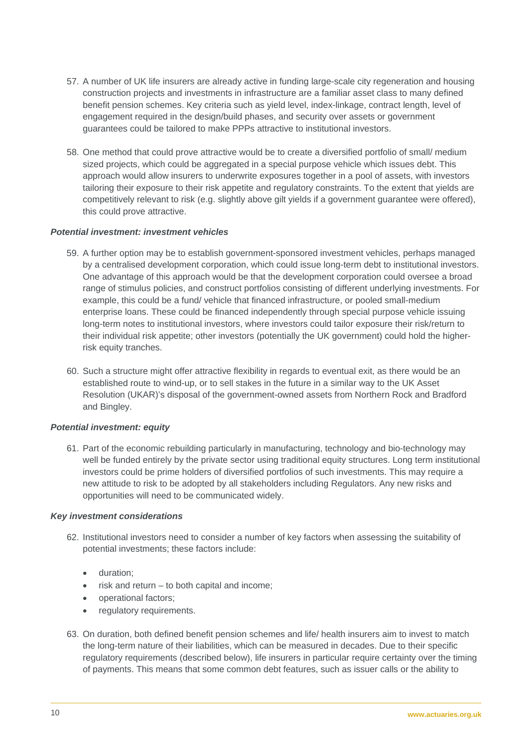57. A number of UK life insurers are already active in funding large-scale city regeneration and housing construction projects and investments in infrastructure are a familiar asset class to many defined benefit pension schemes. Key criteria such as yield level, index-linkage, contract length, level of engagement required in the design/build phases, and security over assets or government guarantees could be tailored to make PPPs attractive to institutional investors.

58. One method that could prove attractive would be to create a diversified portfolio of small/ medium sized projects, which could be aggregated in a special purpose vehicle which issues debt. This approach would allow insurers to underwrite exposures together in a pool of assets, with investors tailoring their exposure to their risk appetite and regulatory constraints. To the extent that yields are competitively relevant to risk (e.g. slightly above gilt yields if a government guarantee were offered), this could prove attractive.

***Potential investment: investment vehicles***

59. A further option may be to establish government-sponsored investment vehicles, perhaps managed by a centralised development corporation, which could issue long-term debt to institutional investors. One advantage of this approach would be that the development corporation could oversee a broad range of stimulus policies, and construct portfolios consisting of different underlying investments. For example, this could be a fund/ vehicle that financed infrastructure, or pooled small-medium enterprise loans. These could be financed independently through special purpose vehicle issuing long-term notes to institutional investors, where investors could tailor exposure their risk/return to their individual risk appetite; other investors (potentially the UK government) could hold the higher-risk equity tranches.

60. Such a structure might offer attractive flexibility in regards to eventual exit, as there would be an established route to wind-up, or to sell stakes in the future in a similar way to the UK Asset Resolution (UKAR)'s disposal of the government-owned assets from Northern Rock and Bradford and Bingley.

***Potential investment: equity***

61. Part of the economic rebuilding particularly in manufacturing, technology and bio-technology may well be funded entirely by the private sector using traditional equity structures. Long term institutional investors could be prime holders of diversified portfolios of such investments. This may require a new attitude to risk to be adopted by all stakeholders including Regulators. Any new risks and opportunities will need to be communicated widely.

***Key investment considerations***

62. Institutional investors need to consider a number of key factors when assessing the suitability of potential investments; these factors include:

    - duration;
    - risk and return – to both capital and income;
    - operational factors;
    - regulatory requirements.

63. On duration, both defined benefit pension schemes and life/ health insurers aim to invest to match the long-term nature of their liabilities, which can be measured in decades. Due to their specific regulatory requirements (described below), life insurers in particular require certainty over the timing of payments. This means that some common debt features, such as issuer calls or the ability to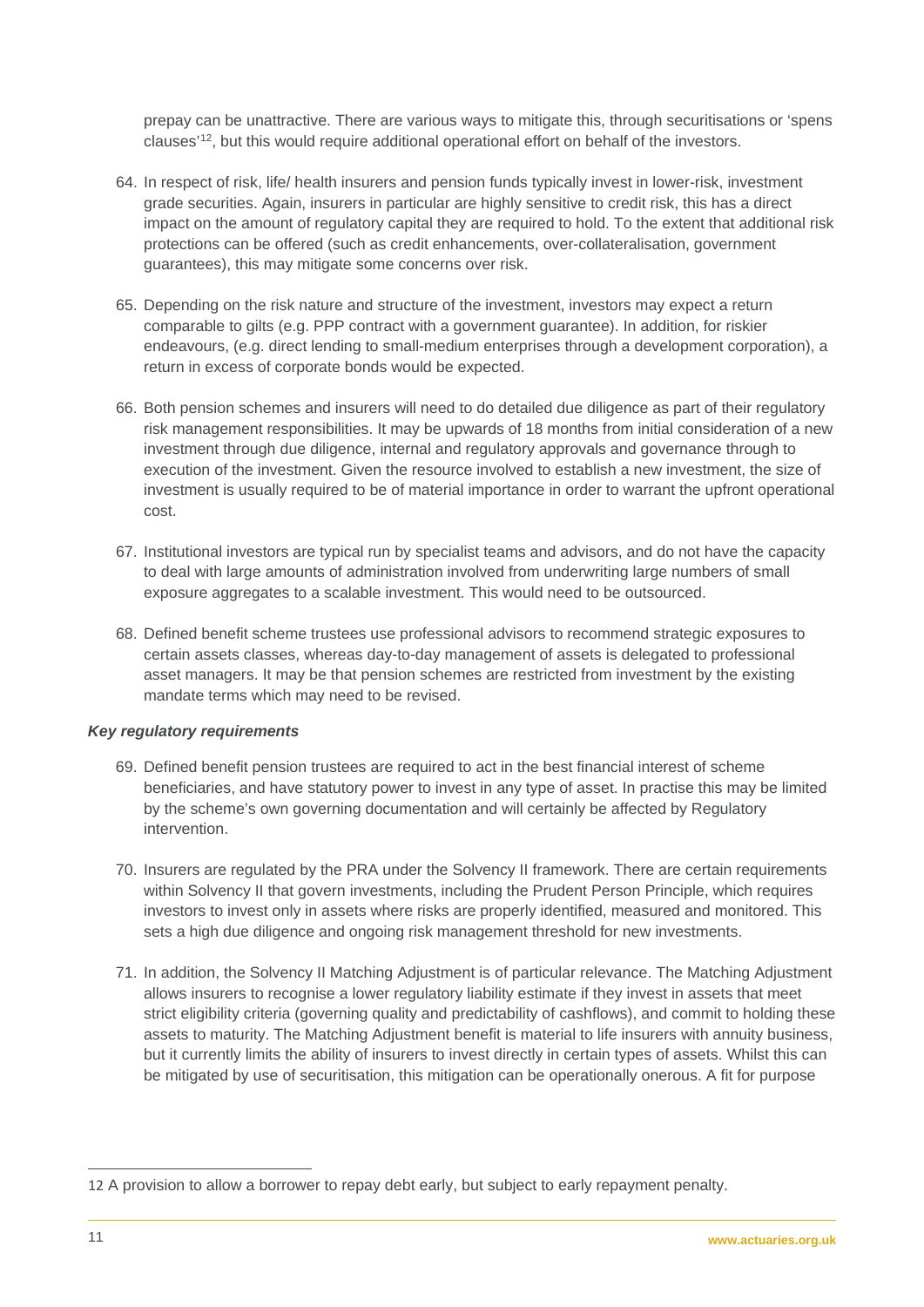prepay can be unattractive. There are various ways to mitigate this, through securitisations or 'spens clauses'[12], but this would require additional operational effort on behalf of the investors.

64. In respect of risk, life/ health insurers and pension funds typically invest in lower-risk, investment grade securities. Again, insurers in particular are highly sensitive to credit risk, this has a direct impact on the amount of regulatory capital they are required to hold. To the extent that additional risk protections can be offered (such as credit enhancements, over-collateralisation, government guarantees), this may mitigate some concerns over risk.

65. Depending on the risk nature and structure of the investment, investors may expect a return comparable to gilts (e.g. PPP contract with a government guarantee). In addition, for riskier endeavours, (e.g. direct lending to small-medium enterprises through a development corporation), a return in excess of corporate bonds would be expected.

66. Both pension schemes and insurers will need to do detailed due diligence as part of their regulatory risk management responsibilities. It may be upwards of 18 months from initial consideration of a new investment through due diligence, internal and regulatory approvals and governance through to execution of the investment. Given the resource involved to establish a new investment, the size of investment is usually required to be of material importance in order to warrant the upfront operational cost.

67. Institutional investors are typical run by specialist teams and advisors, and do not have the capacity to deal with large amounts of administration involved from underwriting large numbers of small exposure aggregates to a scalable investment. This would need to be outsourced.

68. Defined benefit scheme trustees use professional advisors to recommend strategic exposures to certain assets classes, whereas day-to-day management of assets is delegated to professional asset managers. It may be that pension schemes are restricted from investment by the existing mandate terms which may need to be revised.

***Key regulatory requirements***

69. Defined benefit pension trustees are required to act in the best financial interest of scheme beneficiaries, and have statutory power to invest in any type of asset. In practise this may be limited by the scheme's own governing documentation and will certainly be affected by Regulatory intervention.

70. Insurers are regulated by the PRA under the Solvency II framework. There are certain requirements within Solvency II that govern investments, including the Prudent Person Principle, which requires investors to invest only in assets where risks are properly identified, measured and monitored. This sets a high due diligence and ongoing risk management threshold for new investments.

71. In addition, the Solvency II Matching Adjustment is of particular relevance. The Matching Adjustment allows insurers to recognise a lower regulatory liability estimate if they invest in assets that meet strict eligibility criteria (governing quality and predictability of cashflows), and commit to holding these assets to maturity. The Matching Adjustment benefit is material to life insurers with annuity business, but it currently limits the ability of insurers to invest directly in certain types of assets. Whilst this can be mitigated by use of securitisation, this mitigation can be operationally onerous. A fit for purpose

---

12 A provision to allow a borrower to repay debt early, but subject to early repayment penalty.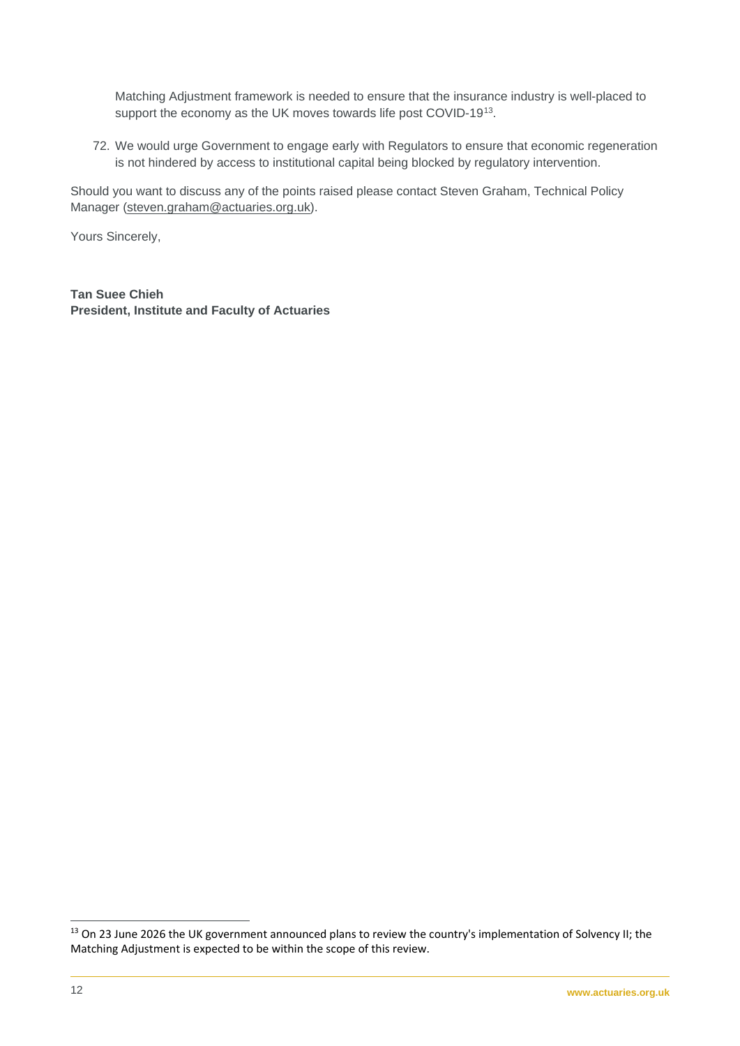Matching Adjustment framework is needed to ensure that the insurance industry is well-placed to support the economy as the UK moves towards life post COVID-19[13].

72. We would urge Government to engage early with Regulators to ensure that economic regeneration is not hindered by access to institutional capital being blocked by regulatory intervention.

Should you want to discuss any of the points raised please contact Steven Graham, Technical Policy Manager (steven.graham@actuaries.org.uk).

Yours Sincerely,

**Tan Suee Chieh**
**President, Institute and Faculty of Actuaries**

[13] On 23 June 2026 the UK government announced plans to review the country's implementation of Solvency II; the Matching Adjustment is expected to be within the scope of this review.